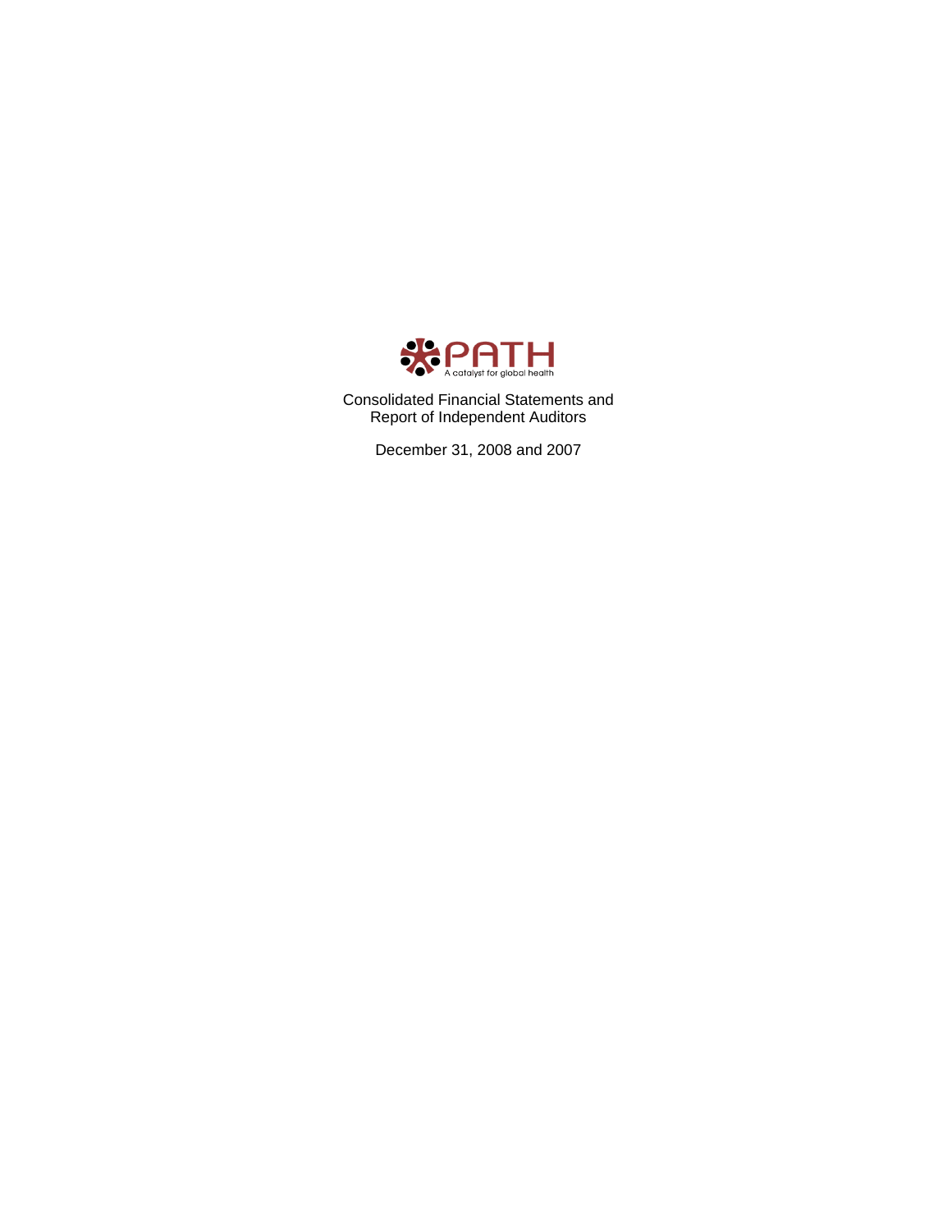PATH

A catalyst for global health

Consolidated Financial Statements and
Report of Independent Auditors

December 31, 2008 and 2007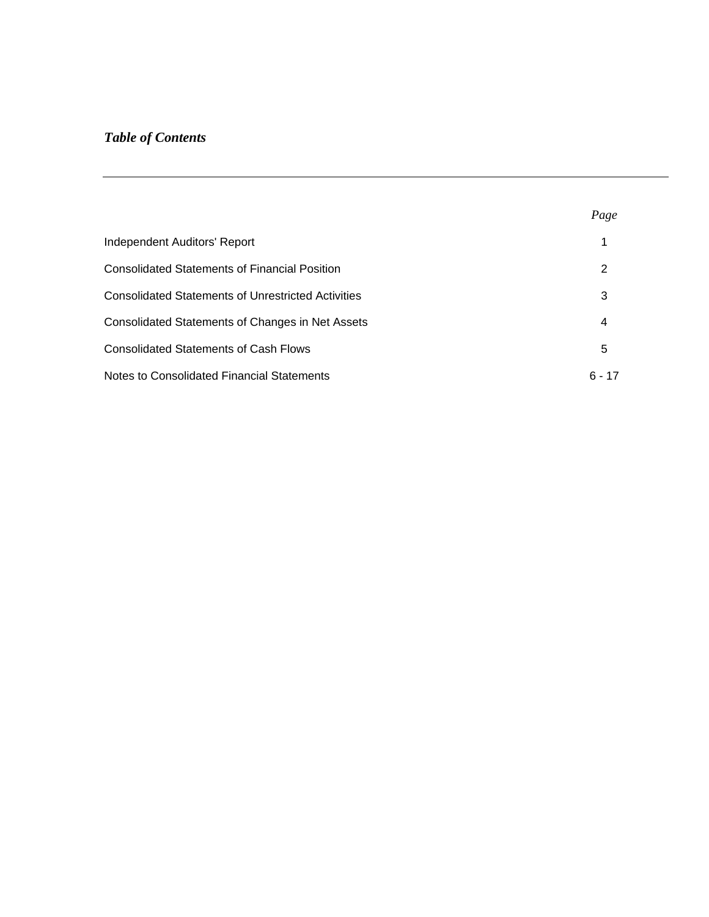*Table of Contents*

| | *Page* |
|---|---|
| Independent Auditors' Report | 1 |
| Consolidated Statements of Financial Position | 2 |
| Consolidated Statements of Unrestricted Activities | 3 |
| Consolidated Statements of Changes in Net Assets | 4 |
| Consolidated Statements of Cash Flows | 5 |
| Notes to Consolidated Financial Statements | 6 - 17 |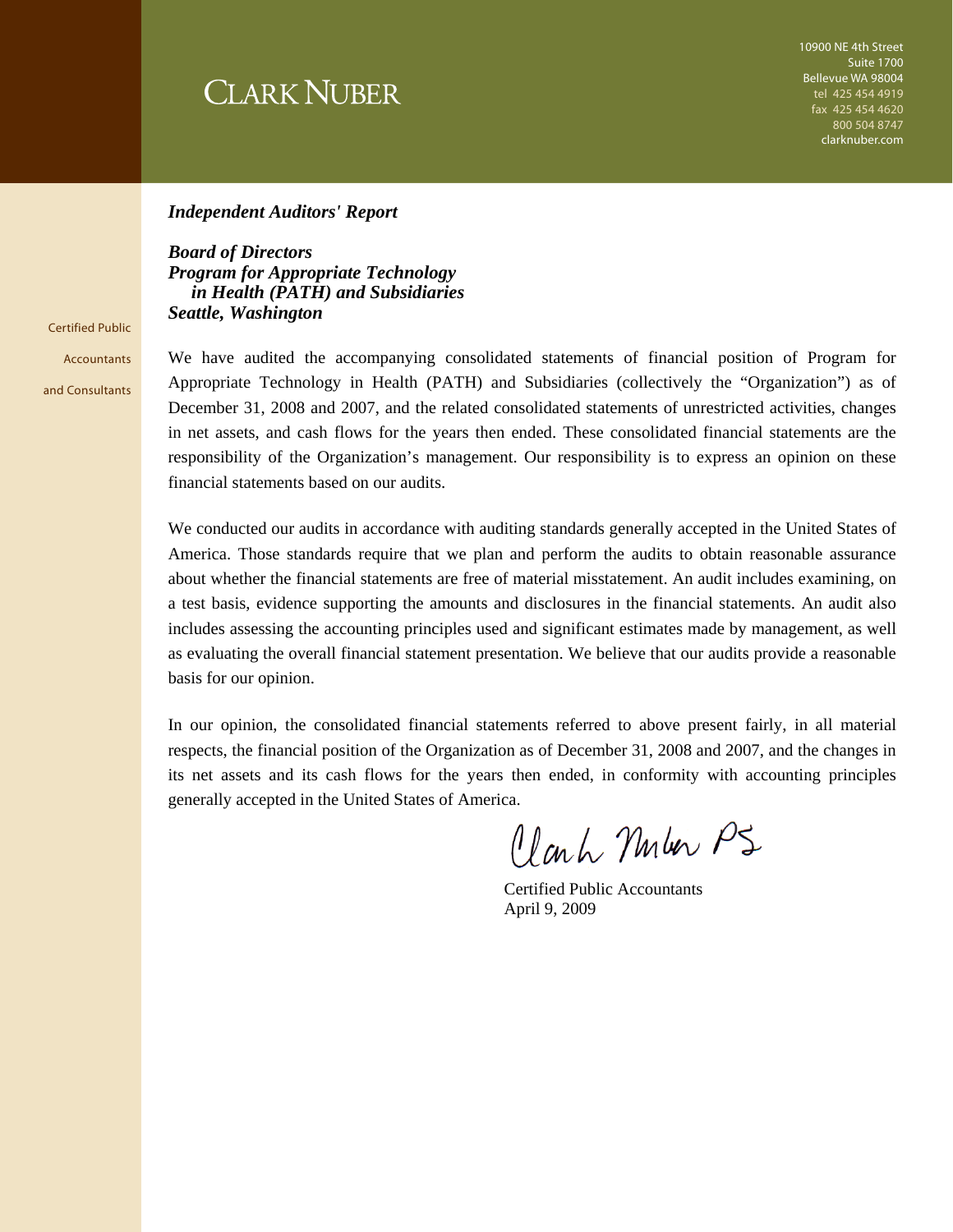CLARK NUBER

10900 NE 4th Street
Suite 1700
Bellevue WA 98004
tel 425 454 4919
fax 425 454 4620
800 504 8747
clarknuber.com

Certified Public Accountants and Consultants

***Independent Auditors' Report***

***Board of Directors***
***Program for Appropriate Technology in Health (PATH) and Subsidiaries***
***Seattle, Washington***

We have audited the accompanying consolidated statements of financial position of Program for Appropriate Technology in Health (PATH) and Subsidiaries (collectively the "Organization") as of December 31, 2008 and 2007, and the related consolidated statements of unrestricted activities, changes in net assets, and cash flows for the years then ended. These consolidated financial statements are the responsibility of the Organization's management. Our responsibility is to express an opinion on these financial statements based on our audits.

We conducted our audits in accordance with auditing standards generally accepted in the United States of America. Those standards require that we plan and perform the audits to obtain reasonable assurance about whether the financial statements are free of material misstatement. An audit includes examining, on a test basis, evidence supporting the amounts and disclosures in the financial statements. An audit also includes assessing the accounting principles used and significant estimates made by management, as well as evaluating the overall financial statement presentation. We believe that our audits provide a reasonable basis for our opinion.

In our opinion, the consolidated financial statements referred to above present fairly, in all material respects, the financial position of the Organization as of December 31, 2008 and 2007, and the changes in its net assets and its cash flows for the years then ended, in conformity with accounting principles generally accepted in the United States of America.

Clark Nuber PS

Certified Public Accountants
April 9, 2009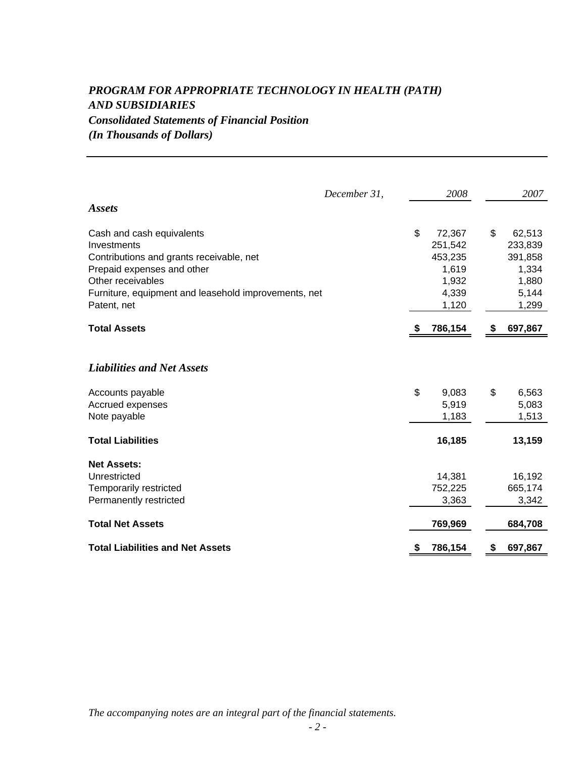# *PROGRAM FOR APPROPRIATE TECHNOLOGY IN HEALTH (PATH) AND SUBSIDIARIES*

## *Consolidated Statements of Financial Position*

### *(In Thousands of Dollars)*

| *December 31,* | *2008* | *2007* |
|---|---|---|
| ***Assets*** | | |
| Cash and cash equivalents | $ 72,367 | $ 62,513 |
| Investments | 251,542 | 233,839 |
| Contributions and grants receivable, net | 453,235 | 391,858 |
| Prepaid expenses and other | 1,619 | 1,334 |
| Other receivables | 1,932 | 1,880 |
| Furniture, equipment and leasehold improvements, net | 4,339 | 5,144 |
| Patent, net | 1,120 | 1,299 |
| **Total Assets** | **$ 786,154** | **$ 697,867** |
| ***Liabilities and Net Assets*** | | |
| Accounts payable | $ 9,083 | $ 6,563 |
| Accrued expenses | 5,919 | 5,083 |
| Note payable | 1,183 | 1,513 |
| **Total Liabilities** | **16,185** | **13,159** |
| **Net Assets:** | | |
| Unrestricted | 14,381 | 16,192 |
| Temporarily restricted | 752,225 | 665,174 |
| Permanently restricted | 3,363 | 3,342 |
| **Total Net Assets** | **769,969** | **684,708** |
| **Total Liabilities and Net Assets** | **$ 786,154** | **$ 697,867** |

*The accompanying notes are an integral part of the financial statements.*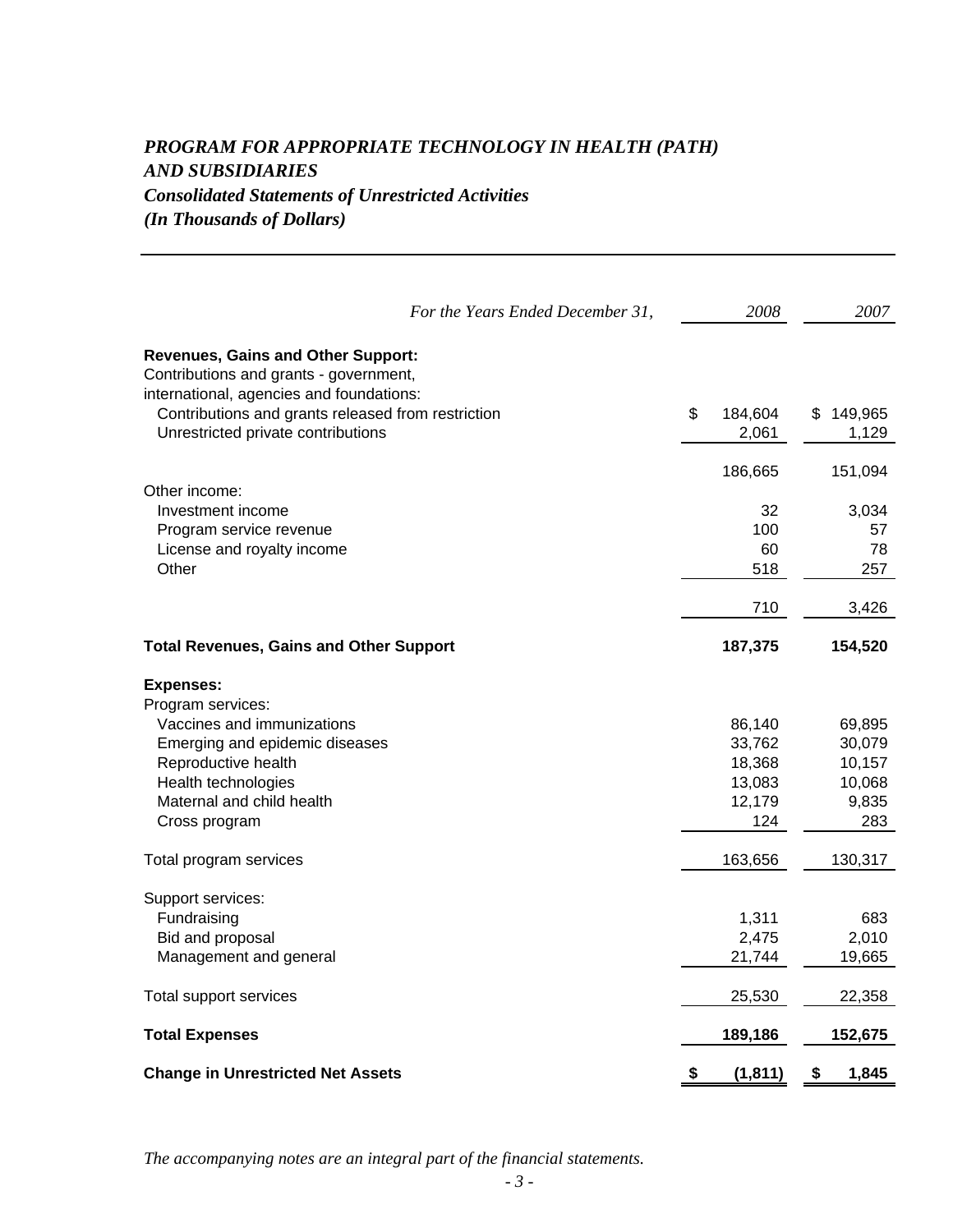# *PROGRAM FOR APPROPRIATE TECHNOLOGY IN HEALTH (PATH) AND SUBSIDIARIES*

## *Consolidated Statements of Unrestricted Activities*

*(In Thousands of Dollars)*

| *For the Years Ended December 31,* | *2008* | *2007* |
|---|---|---|
| **Revenues, Gains and Other Support:** | | |
| Contributions and grants - government, international, agencies and foundations: | | |
| Contributions and grants released from restriction | $ 184,604 | $ 149,965 |
| Unrestricted private contributions | 2,061 | 1,129 |
| | 186,665 | 151,094 |
| Other income: | | |
| Investment income | 32 | 3,034 |
| Program service revenue | 100 | 57 |
| License and royalty income | 60 | 78 |
| Other | 518 | 257 |
| | 710 | 3,426 |
| **Total Revenues, Gains and Other Support** | **187,375** | **154,520** |
| **Expenses:** | | |
| Program services: | | |
| Vaccines and immunizations | 86,140 | 69,895 |
| Emerging and epidemic diseases | 33,762 | 30,079 |
| Reproductive health | 18,368 | 10,157 |
| Health technologies | 13,083 | 10,068 |
| Maternal and child health | 12,179 | 9,835 |
| Cross program | 124 | 283 |
| Total program services | 163,656 | 130,317 |
| Support services: | | |
| Fundraising | 1,311 | 683 |
| Bid and proposal | 2,475 | 2,010 |
| Management and general | 21,744 | 19,665 |
| Total support services | 25,530 | 22,358 |
| **Total Expenses** | **189,186** | **152,675** |
| **Change in Unrestricted Net Assets** | **$ (1,811)** | **$ 1,845** |

*The accompanying notes are an integral part of the financial statements.*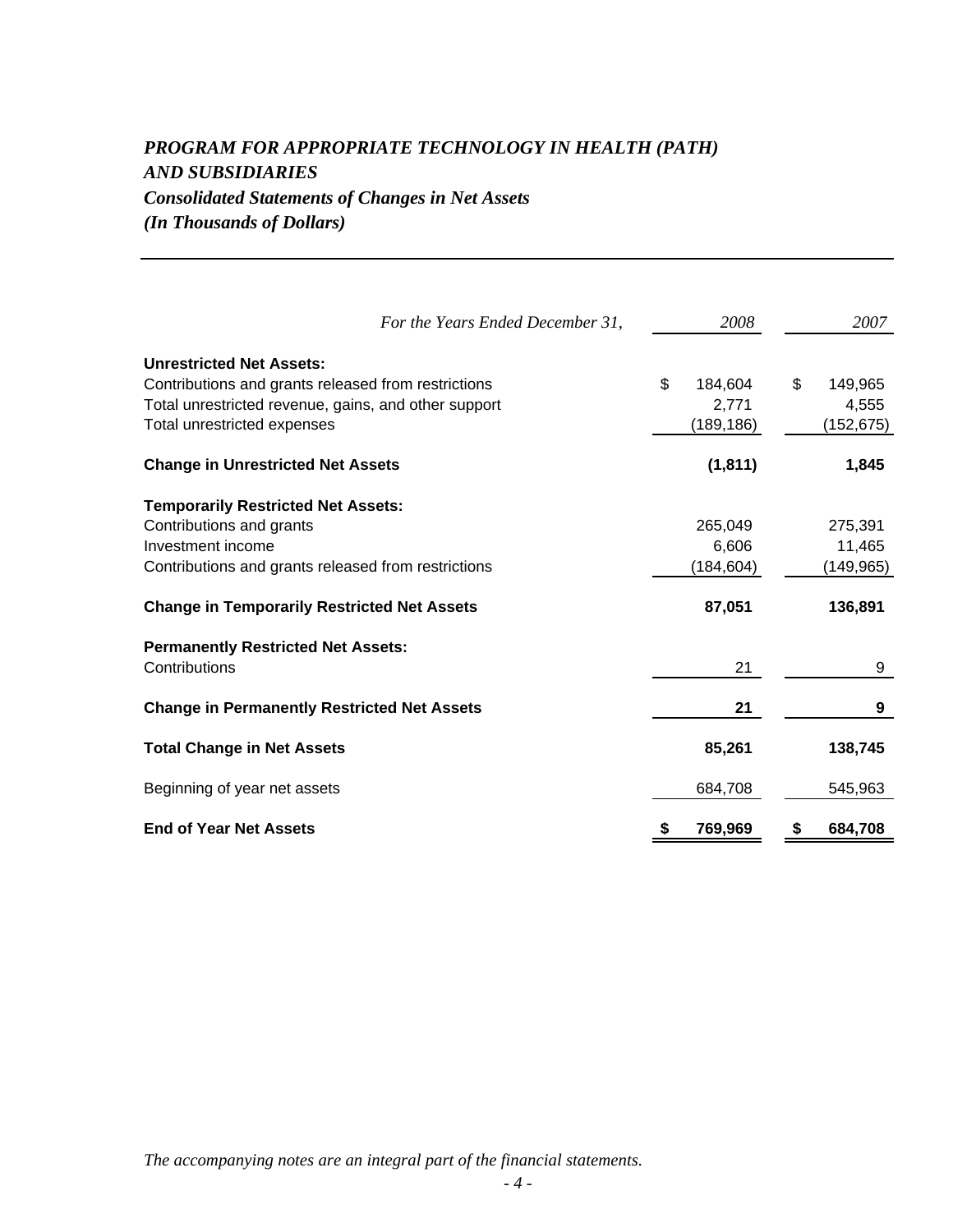# *PROGRAM FOR APPROPRIATE TECHNOLOGY IN HEALTH (PATH) AND SUBSIDIARIES*

## *Consolidated Statements of Changes in Net Assets*

### *(In Thousands of Dollars)*

| *For the Years Ended December 31,* | *2008* | *2007* |
|---|---|---|
| **Unrestricted Net Assets:** | | |
| Contributions and grants released from restrictions | $ 184,604 | $ 149,965 |
| Total unrestricted revenue, gains, and other support | 2,771 | 4,555 |
| Total unrestricted expenses | (189,186) | (152,675) |
| **Change in Unrestricted Net Assets** | **(1,811)** | **1,845** |
| **Temporarily Restricted Net Assets:** | | |
| Contributions and grants | 265,049 | 275,391 |
| Investment income | 6,606 | 11,465 |
| Contributions and grants released from restrictions | (184,604) | (149,965) |
| **Change in Temporarily Restricted Net Assets** | **87,051** | **136,891** |
| **Permanently Restricted Net Assets:** | | |
| Contributions | 21 | 9 |
| **Change in Permanently Restricted Net Assets** | **21** | **9** |
| **Total Change in Net Assets** | **85,261** | **138,745** |
| Beginning of year net assets | 684,708 | 545,963 |
| **End of Year Net Assets** | **$ 769,969** | **$ 684,708** |

*The accompanying notes are an integral part of the financial statements.*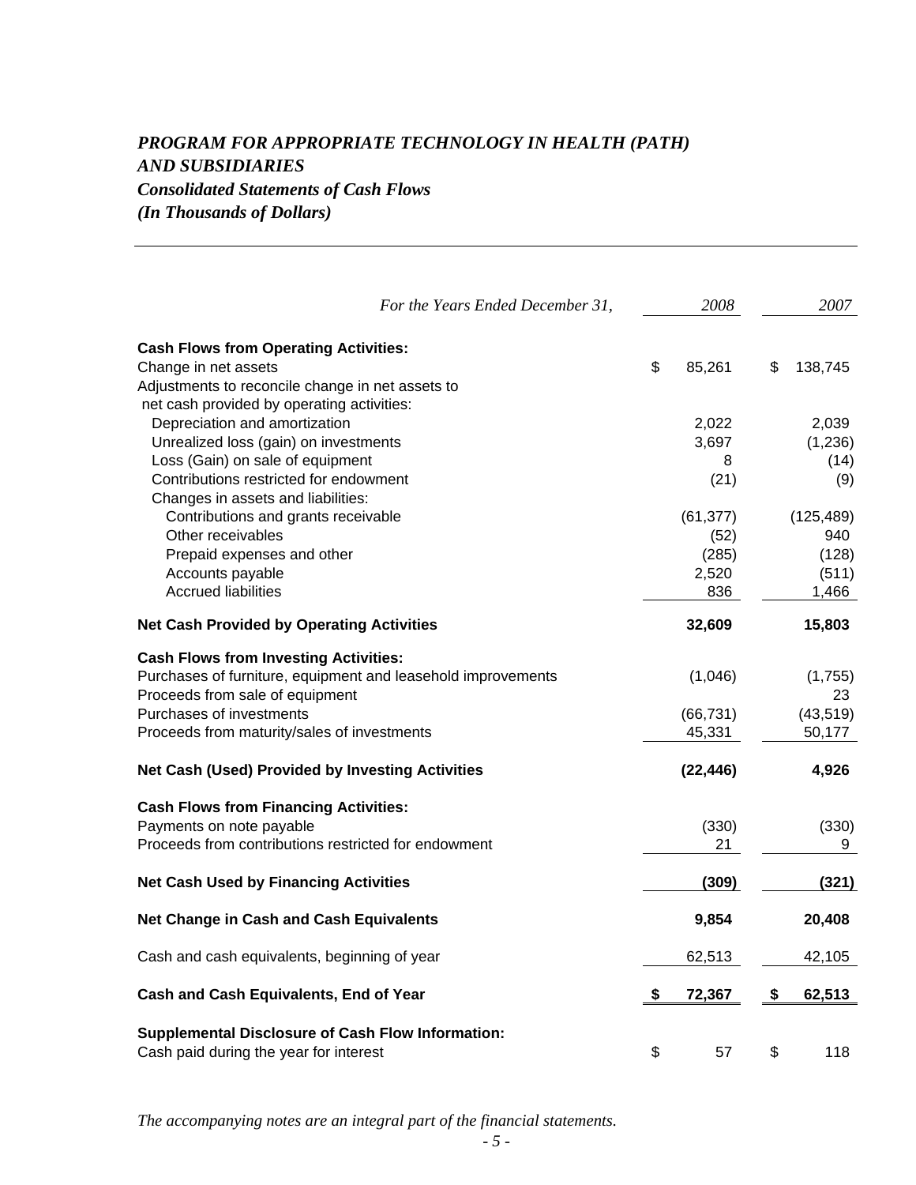# *PROGRAM FOR APPROPRIATE TECHNOLOGY IN HEALTH (PATH) AND SUBSIDIARIES*

## *Consolidated Statements of Cash Flows*

### *(In Thousands of Dollars)*

| *For the Years Ended December 31,* | *2008* | *2007* |
|---|---|---|
| **Cash Flows from Operating Activities:** | | |
| Change in net assets | $ 85,261 | $ 138,745 |
| Adjustments to reconcile change in net assets to net cash provided by operating activities: | | |
| Depreciation and amortization | 2,022 | 2,039 |
| Unrealized loss (gain) on investments | 3,697 | (1,236) |
| Loss (Gain) on sale of equipment | 8 | (14) |
| Contributions restricted for endowment | (21) | (9) |
| Changes in assets and liabilities: | | |
| Contributions and grants receivable | (61,377) | (125,489) |
| Other receivables | (52) | 940 |
| Prepaid expenses and other | (285) | (128) |
| Accounts payable | 2,520 | (511) |
| Accrued liabilities | 836 | 1,466 |
| **Net Cash Provided by Operating Activities** | **32,609** | **15,803** |
| **Cash Flows from Investing Activities:** | | |
| Purchases of furniture, equipment and leasehold improvements | (1,046) | (1,755) |
| Proceeds from sale of equipment | | 23 |
| Purchases of investments | (66,731) | (43,519) |
| Proceeds from maturity/sales of investments | 45,331 | 50,177 |
| **Net Cash (Used) Provided by Investing Activities** | **(22,446)** | **4,926** |
| **Cash Flows from Financing Activities:** | | |
| Payments on note payable | (330) | (330) |
| Proceeds from contributions restricted for endowment | 21 | 9 |
| **Net Cash Used by Financing Activities** | **(309)** | **(321)** |
| **Net Change in Cash and Cash Equivalents** | **9,854** | **20,408** |
| Cash and cash equivalents, beginning of year | 62,513 | 42,105 |
| **Cash and Cash Equivalents, End of Year** | **$ 72,367** | **$ 62,513** |
| **Supplemental Disclosure of Cash Flow Information:** | | |
| Cash paid during the year for interest | $ 57 | $ 118 |

*The accompanying notes are an integral part of the financial statements.*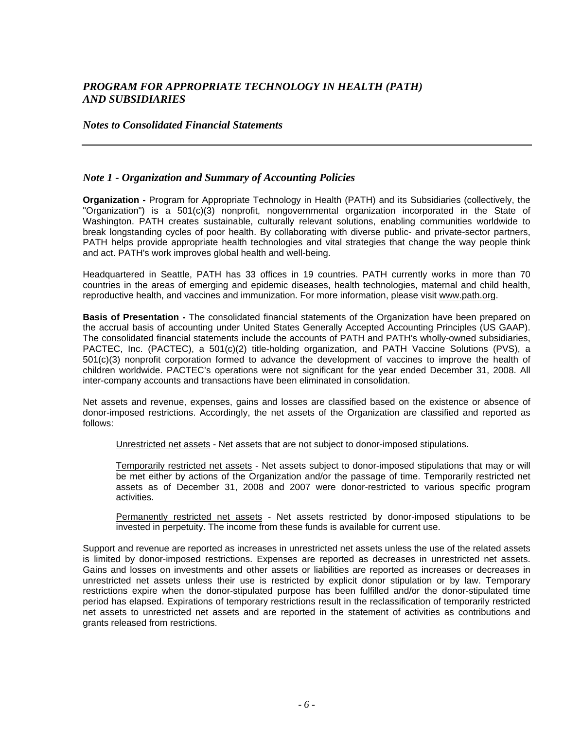## Note 1 - Organization and Summary of Accounting Policies

**Organization -** Program for Appropriate Technology in Health (PATH) and its Subsidiaries (collectively, the "Organization") is a 501(c)(3) nonprofit, nongovernmental organization incorporated in the State of Washington. PATH creates sustainable, culturally relevant solutions, enabling communities worldwide to break longstanding cycles of poor health. By collaborating with diverse public- and private-sector partners, PATH helps provide appropriate health technologies and vital strategies that change the way people think and act. PATH's work improves global health and well-being.

Headquartered in Seattle, PATH has 33 offices in 19 countries. PATH currently works in more than 70 countries in the areas of emerging and epidemic diseases, health technologies, maternal and child health, reproductive health, and vaccines and immunization. For more information, please visit www.path.org.

**Basis of Presentation -** The consolidated financial statements of the Organization have been prepared on the accrual basis of accounting under United States Generally Accepted Accounting Principles (US GAAP). The consolidated financial statements include the accounts of PATH and PATH's wholly-owned subsidiaries, PACTEC, Inc. (PACTEC), a 501(c)(2) title-holding organization, and PATH Vaccine Solutions (PVS), a 501(c)(3) nonprofit corporation formed to advance the development of vaccines to improve the health of children worldwide. PACTEC's operations were not significant for the year ended December 31, 2008. All inter-company accounts and transactions have been eliminated in consolidation.

Net assets and revenue, expenses, gains and losses are classified based on the existence or absence of donor-imposed restrictions. Accordingly, the net assets of the Organization are classified and reported as follows:

> Unrestricted net assets - Net assets that are not subject to donor-imposed stipulations.
>
> Temporarily restricted net assets - Net assets subject to donor-imposed stipulations that may or will be met either by actions of the Organization and/or the passage of time. Temporarily restricted net assets as of December 31, 2008 and 2007 were donor-restricted to various specific program activities.
>
> Permanently restricted net assets - Net assets restricted by donor-imposed stipulations to be invested in perpetuity. The income from these funds is available for current use.

Support and revenue are reported as increases in unrestricted net assets unless the use of the related assets is limited by donor-imposed restrictions. Expenses are reported as decreases in unrestricted net assets. Gains and losses on investments and other assets or liabilities are reported as increases or decreases in unrestricted net assets unless their use is restricted by explicit donor stipulation or by law. Temporary restrictions expire when the donor-stipulated purpose has been fulfilled and/or the donor-stipulated time period has elapsed. Expirations of temporary restrictions result in the reclassification of temporarily restricted net assets to unrestricted net assets and are reported in the statement of activities as contributions and grants released from restrictions.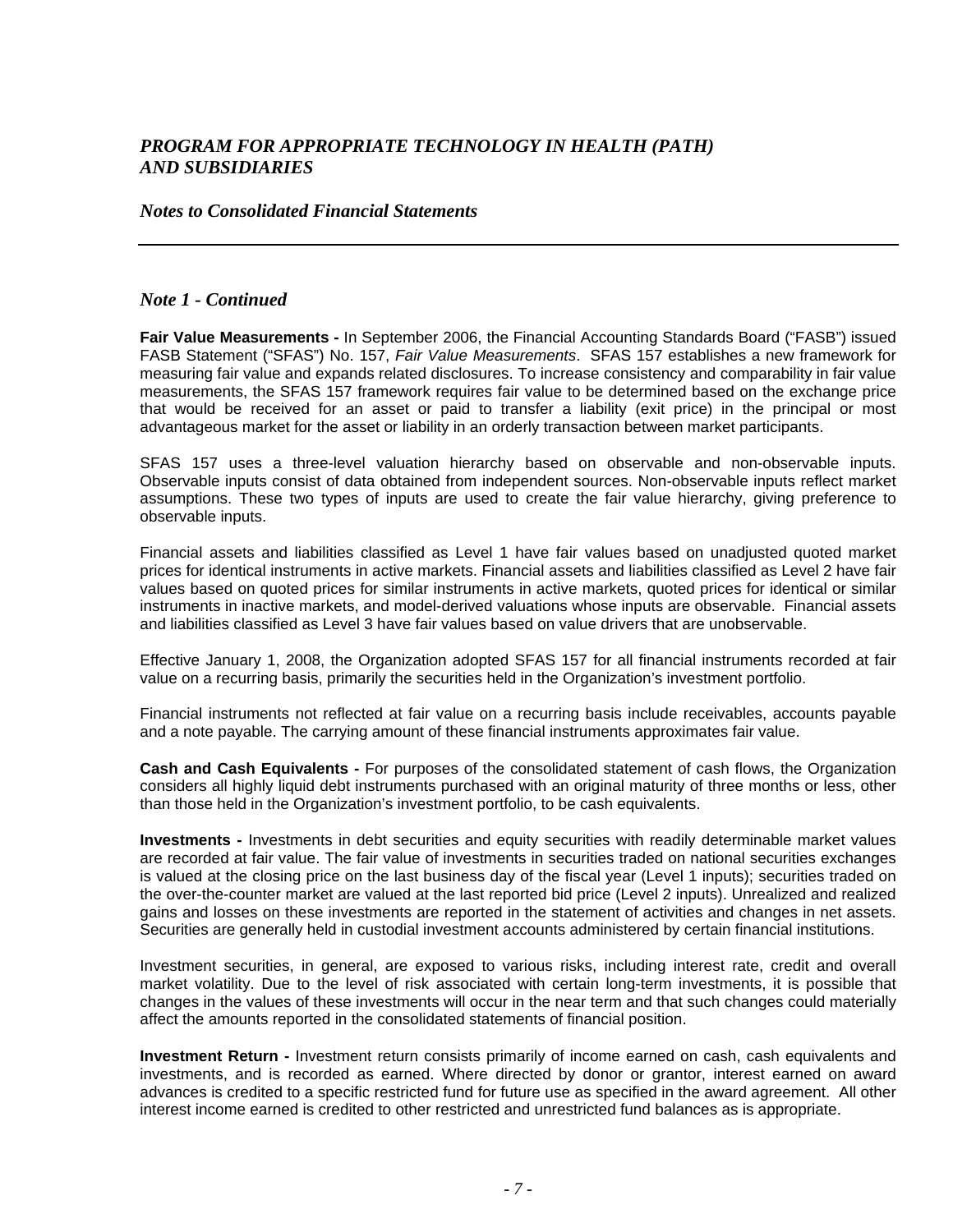*PROGRAM FOR APPROPRIATE TECHNOLOGY IN HEALTH (PATH) AND SUBSIDIARIES*

*Notes to Consolidated Financial Statements*

---

## *Note 1 - Continued*

**Fair Value Measurements -** In September 2006, the Financial Accounting Standards Board ("FASB") issued FASB Statement ("SFAS") No. 157, *Fair Value Measurements*. SFAS 157 establishes a new framework for measuring fair value and expands related disclosures. To increase consistency and comparability in fair value measurements, the SFAS 157 framework requires fair value to be determined based on the exchange price that would be received for an asset or paid to transfer a liability (exit price) in the principal or most advantageous market for the asset or liability in an orderly transaction between market participants.

SFAS 157 uses a three-level valuation hierarchy based on observable and non-observable inputs. Observable inputs consist of data obtained from independent sources. Non-observable inputs reflect market assumptions. These two types of inputs are used to create the fair value hierarchy, giving preference to observable inputs.

Financial assets and liabilities classified as Level 1 have fair values based on unadjusted quoted market prices for identical instruments in active markets. Financial assets and liabilities classified as Level 2 have fair values based on quoted prices for similar instruments in active markets, quoted prices for identical or similar instruments in inactive markets, and model-derived valuations whose inputs are observable. Financial assets and liabilities classified as Level 3 have fair values based on value drivers that are unobservable.

Effective January 1, 2008, the Organization adopted SFAS 157 for all financial instruments recorded at fair value on a recurring basis, primarily the securities held in the Organization's investment portfolio.

Financial instruments not reflected at fair value on a recurring basis include receivables, accounts payable and a note payable. The carrying amount of these financial instruments approximates fair value.

**Cash and Cash Equivalents -** For purposes of the consolidated statement of cash flows, the Organization considers all highly liquid debt instruments purchased with an original maturity of three months or less, other than those held in the Organization's investment portfolio, to be cash equivalents.

**Investments -** Investments in debt securities and equity securities with readily determinable market values are recorded at fair value. The fair value of investments in securities traded on national securities exchanges is valued at the closing price on the last business day of the fiscal year (Level 1 inputs); securities traded on the over-the-counter market are valued at the last reported bid price (Level 2 inputs). Unrealized and realized gains and losses on these investments are reported in the statement of activities and changes in net assets. Securities are generally held in custodial investment accounts administered by certain financial institutions.

Investment securities, in general, are exposed to various risks, including interest rate, credit and overall market volatility. Due to the level of risk associated with certain long-term investments, it is possible that changes in the values of these investments will occur in the near term and that such changes could materially affect the amounts reported in the consolidated statements of financial position.

**Investment Return -** Investment return consists primarily of income earned on cash, cash equivalents and investments, and is recorded as earned. Where directed by donor or grantor, interest earned on award advances is credited to a specific restricted fund for future use as specified in the award agreement. All other interest income earned is credited to other restricted and unrestricted fund balances as is appropriate.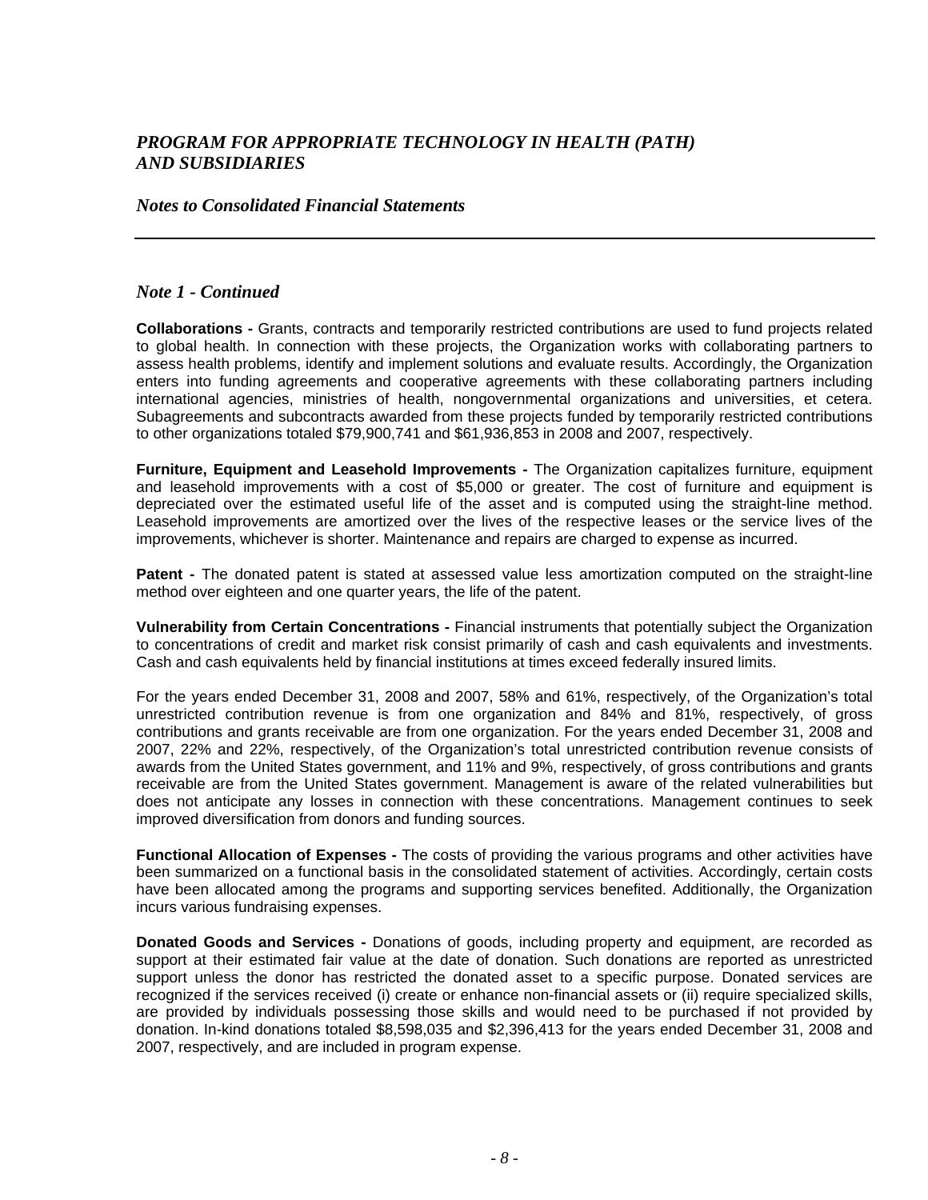*PROGRAM FOR APPROPRIATE TECHNOLOGY IN HEALTH (PATH) AND SUBSIDIARIES*

*Notes to Consolidated Financial Statements*

### *Note 1 - Continued*

**Collaborations -** Grants, contracts and temporarily restricted contributions are used to fund projects related to global health. In connection with these projects, the Organization works with collaborating partners to assess health problems, identify and implement solutions and evaluate results. Accordingly, the Organization enters into funding agreements and cooperative agreements with these collaborating partners including international agencies, ministries of health, nongovernmental organizations and universities, et cetera. Subagreements and subcontracts awarded from these projects funded by temporarily restricted contributions to other organizations totaled $79,900,741 and $61,936,853 in 2008 and 2007, respectively.

**Furniture, Equipment and Leasehold Improvements -** The Organization capitalizes furniture, equipment and leasehold improvements with a cost of $5,000 or greater. The cost of furniture and equipment is depreciated over the estimated useful life of the asset and is computed using the straight-line method. Leasehold improvements are amortized over the lives of the respective leases or the service lives of the improvements, whichever is shorter. Maintenance and repairs are charged to expense as incurred.

**Patent -** The donated patent is stated at assessed value less amortization computed on the straight-line method over eighteen and one quarter years, the life of the patent.

**Vulnerability from Certain Concentrations -** Financial instruments that potentially subject the Organization to concentrations of credit and market risk consist primarily of cash and cash equivalents and investments. Cash and cash equivalents held by financial institutions at times exceed federally insured limits.

For the years ended December 31, 2008 and 2007, 58% and 61%, respectively, of the Organization's total unrestricted contribution revenue is from one organization and 84% and 81%, respectively, of gross contributions and grants receivable are from one organization. For the years ended December 31, 2008 and 2007, 22% and 22%, respectively, of the Organization's total unrestricted contribution revenue consists of awards from the United States government, and 11% and 9%, respectively, of gross contributions and grants receivable are from the United States government. Management is aware of the related vulnerabilities but does not anticipate any losses in connection with these concentrations. Management continues to seek improved diversification from donors and funding sources.

**Functional Allocation of Expenses -** The costs of providing the various programs and other activities have been summarized on a functional basis in the consolidated statement of activities. Accordingly, certain costs have been allocated among the programs and supporting services benefited. Additionally, the Organization incurs various fundraising expenses.

**Donated Goods and Services -** Donations of goods, including property and equipment, are recorded as support at their estimated fair value at the date of donation. Such donations are reported as unrestricted support unless the donor has restricted the donated asset to a specific purpose. Donated services are recognized if the services received (i) create or enhance non-financial assets or (ii) require specialized skills, are provided by individuals possessing those skills and would need to be purchased if not provided by donation. In-kind donations totaled $8,598,035 and $2,396,413 for the years ended December 31, 2008 and 2007, respectively, and are included in program expense.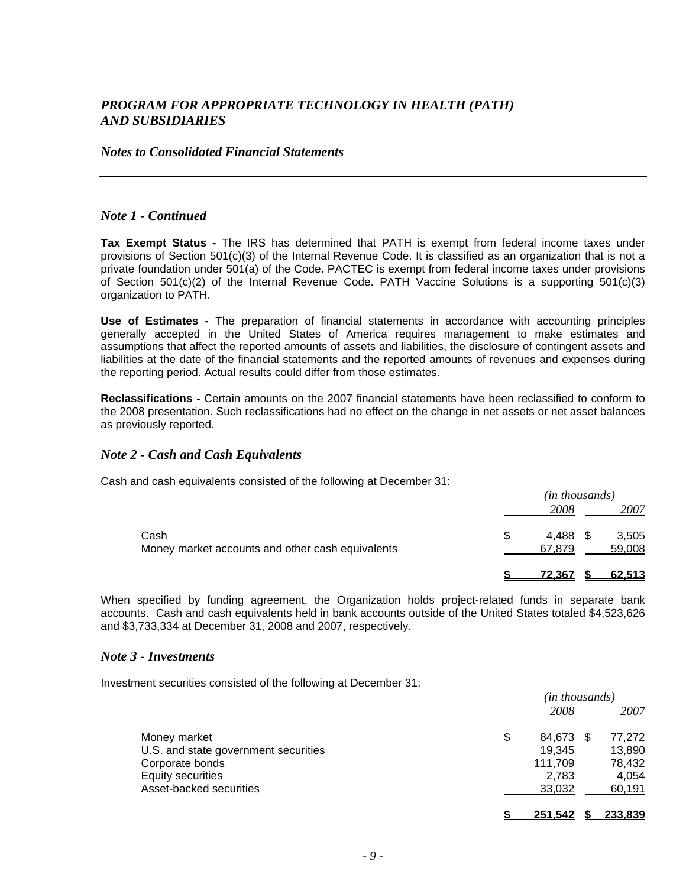*PROGRAM FOR APPROPRIATE TECHNOLOGY IN HEALTH (PATH) AND SUBSIDIARIES*

*Notes to Consolidated Financial Statements*

## *Note 1 - Continued*

**Tax Exempt Status -** The IRS has determined that PATH is exempt from federal income taxes under provisions of Section 501(c)(3) of the Internal Revenue Code. It is classified as an organization that is not a private foundation under 501(a) of the Code. PACTEC is exempt from federal income taxes under provisions of Section 501(c)(2) of the Internal Revenue Code. PATH Vaccine Solutions is a supporting 501(c)(3) organization to PATH.

**Use of Estimates -** The preparation of financial statements in accordance with accounting principles generally accepted in the United States of America requires management to make estimates and assumptions that affect the reported amounts of assets and liabilities, the disclosure of contingent assets and liabilities at the date of the financial statements and the reported amounts of revenues and expenses during the reporting period. Actual results could differ from those estimates.

**Reclassifications -** Certain amounts on the 2007 financial statements have been reclassified to conform to the 2008 presentation. Such reclassifications had no effect on the change in net assets or net asset balances as previously reported.

## *Note 2 - Cash and Cash Equivalents*

Cash and cash equivalents consisted of the following at December 31:

| | *(in thousands)* | |
|---|---|---|
| | *2008* | *2007* |
| Cash | $ 4,488 | $ 3,505 |
| Money market accounts and other cash equivalents | 67,879 | 59,008 |
| | **$ 72,367** | **$ 62,513** |

When specified by funding agreement, the Organization holds project-related funds in separate bank accounts. Cash and cash equivalents held in bank accounts outside of the United States totaled $4,523,626 and $3,733,334 at December 31, 2008 and 2007, respectively.

## *Note 3 - Investments*

Investment securities consisted of the following at December 31:

| | *(in thousands)* | |
|---|---|---|
| | *2008* | *2007* |
| Money market | $ 84,673 | $ 77,272 |
| U.S. and state government securities | 19,345 | 13,890 |
| Corporate bonds | 111,709 | 78,432 |
| Equity securities | 2,783 | 4,054 |
| Asset-backed securities | 33,032 | 60,191 |
| | **$ 251,542** | **$ 233,839** |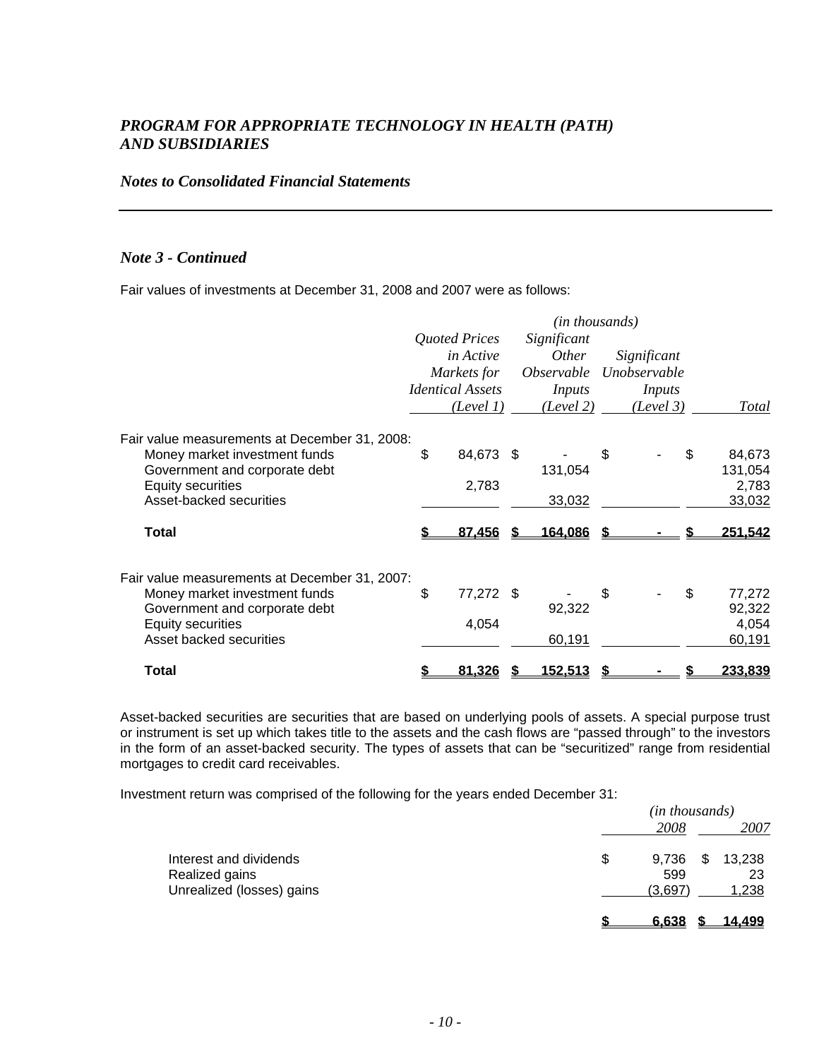# *PROGRAM FOR APPROPRIATE TECHNOLOGY IN HEALTH (PATH) AND SUBSIDIARIES*

## *Notes to Consolidated Financial Statements*

### *Note 3 - Continued*

Fair values of investments at December 31, 2008 and 2007 were as follows:

| | *(in thousands)* | | | |
|---|---|---|---|---|
| | *Quoted Prices in Active Markets for Identical Assets (Level 1)* | *Significant Other Observable Inputs (Level 2)* | *Significant Unobservable Inputs (Level 3)* | *Total* |
| Fair value measurements at December 31, 2008: | | | | |
| Money market investment funds | $ 84,673 | $ - | $ - | $ 84,673 |
| Government and corporate debt | | 131,054 | | 131,054 |
| Equity securities | 2,783 | | | 2,783 |
| Asset-backed securities | | 33,032 | | 33,032 |
| **Total** | **$ 87,456** | **$ 164,086** | **$ -** | **$ 251,542** |
| Fair value measurements at December 31, 2007: | | | | |
| Money market investment funds | $ 77,272 | $ - | $ - | $ 77,272 |
| Government and corporate debt | | 92,322 | | 92,322 |
| Equity securities | 4,054 | | | 4,054 |
| Asset backed securities | | 60,191 | | 60,191 |
| **Total** | **$ 81,326** | **$ 152,513** | **$ -** | **$ 233,839** |

Asset-backed securities are securities that are based on underlying pools of assets. A special purpose trust or instrument is set up which takes title to the assets and the cash flows are "passed through" to the investors in the form of an asset-backed security. The types of assets that can be "securitized" range from residential mortgages to credit card receivables.

Investment return was comprised of the following for the years ended December 31:

| | *(in thousands)* | |
|---|---|---|
| | *2008* | *2007* |
| Interest and dividends | $ 9,736 | $ 13,238 |
| Realized gains | 599 | 23 |
| Unrealized (losses) gains | (3,697) | 1,238 |
| | **$ 6,638** | **$ 14,499** |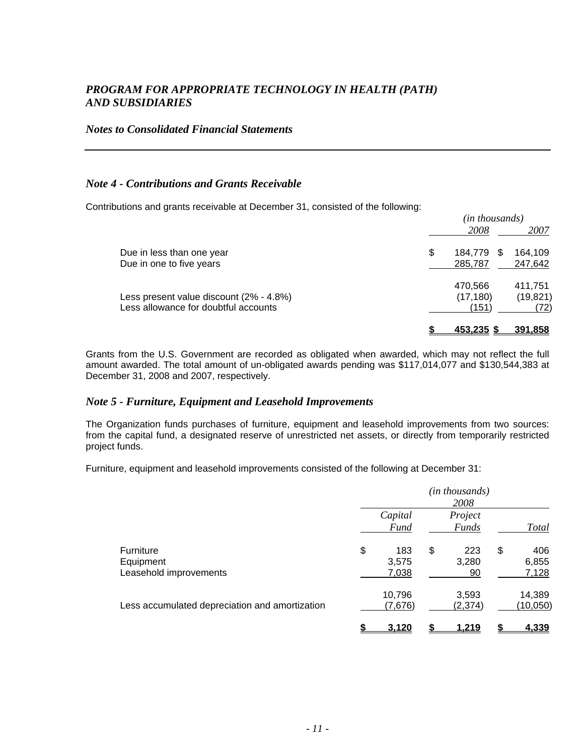*PROGRAM FOR APPROPRIATE TECHNOLOGY IN HEALTH (PATH) AND SUBSIDIARIES*

*Notes to Consolidated Financial Statements*

### *Note 4 - Contributions and Grants Receivable*

Contributions and grants receivable at December 31, consisted of the following:

| | *(in thousands)* 2008 | 2007 |
|---|---|---|
| Due in less than one year | $ 184,779 | $ 164,109 |
| Due in one to five years | 285,787 | 247,642 |
| | 470,566 | 411,751 |
| Less present value discount (2% - 4.8%) | (17,180) | (19,821) |
| Less allowance for doubtful accounts | (151) | (72) |
| | **$ 453,235** | **$ 391,858** |

Grants from the U.S. Government are recorded as obligated when awarded, which may not reflect the full amount awarded. The total amount of un-obligated awards pending was $117,014,077 and $130,544,383 at December 31, 2008 and 2007, respectively.

### *Note 5 - Furniture, Equipment and Leasehold Improvements*

The Organization funds purchases of furniture, equipment and leasehold improvements from two sources: from the capital fund, a designated reserve of unrestricted net assets, or directly from temporarily restricted project funds.

Furniture, equipment and leasehold improvements consisted of the following at December 31:

| | *(in thousands)* 2008 | | |
|---|---|---|---|
| | *Capital Fund* | *Project Funds* | *Total* |
| Furniture | $ 183 | $ 223 | $ 406 |
| Equipment | 3,575 | 3,280 | 6,855 |
| Leasehold improvements | 7,038 | 90 | 7,128 |
| | 10,796 | 3,593 | 14,389 |
| Less accumulated depreciation and amortization | (7,676) | (2,374) | (10,050) |
| | **$ 3,120** | **$ 1,219** | **$ 4,339** |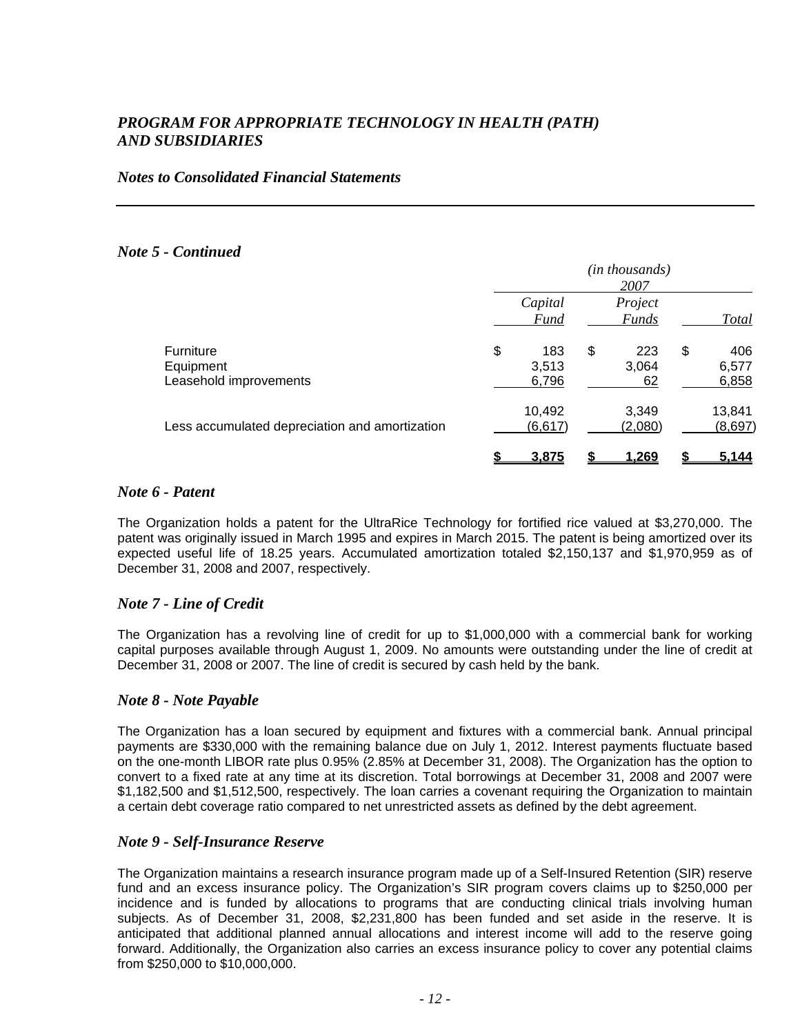# *PROGRAM FOR APPROPRIATE TECHNOLOGY IN HEALTH (PATH) AND SUBSIDIARIES*

## *Notes to Consolidated Financial Statements*

### *Note 5 - Continued*

| | *(in thousands)* 2007 | | |
|---|---|---|---|
| | *Capital Fund* | *Project Funds* | *Total* |
| Furniture | $ 183 | $ 223 | $ 406 |
| Equipment | 3,513 | 3,064 | 6,577 |
| Leasehold improvements | 6,796 | 62 | 6,858 |
| | 10,492 | 3,349 | 13,841 |
| Less accumulated depreciation and amortization | (6,617) | (2,080) | (8,697) |
| | **$ 3,875** | **$ 1,269** | **$ 5,144** |

### *Note 6 - Patent*

The Organization holds a patent for the UltraRice Technology for fortified rice valued at $3,270,000. The patent was originally issued in March 1995 and expires in March 2015. The patent is being amortized over its expected useful life of 18.25 years. Accumulated amortization totaled $2,150,137 and $1,970,959 as of December 31, 2008 and 2007, respectively.

### *Note 7 - Line of Credit*

The Organization has a revolving line of credit for up to $1,000,000 with a commercial bank for working capital purposes available through August 1, 2009. No amounts were outstanding under the line of credit at December 31, 2008 or 2007. The line of credit is secured by cash held by the bank.

### *Note 8 - Note Payable*

The Organization has a loan secured by equipment and fixtures with a commercial bank. Annual principal payments are $330,000 with the remaining balance due on July 1, 2012. Interest payments fluctuate based on the one-month LIBOR rate plus 0.95% (2.85% at December 31, 2008). The Organization has the option to convert to a fixed rate at any time at its discretion. Total borrowings at December 31, 2008 and 2007 were $1,182,500 and $1,512,500, respectively. The loan carries a covenant requiring the Organization to maintain a certain debt coverage ratio compared to net unrestricted assets as defined by the debt agreement.

### *Note 9 - Self-Insurance Reserve*

The Organization maintains a research insurance program made up of a Self-Insured Retention (SIR) reserve fund and an excess insurance policy. The Organization's SIR program covers claims up to $250,000 per incidence and is funded by allocations to programs that are conducting clinical trials involving human subjects. As of December 31, 2008, $2,231,800 has been funded and set aside in the reserve. It is anticipated that additional planned annual allocations and interest income will add to the reserve going forward. Additionally, the Organization also carries an excess insurance policy to cover any potential claims from $250,000 to $10,000,000.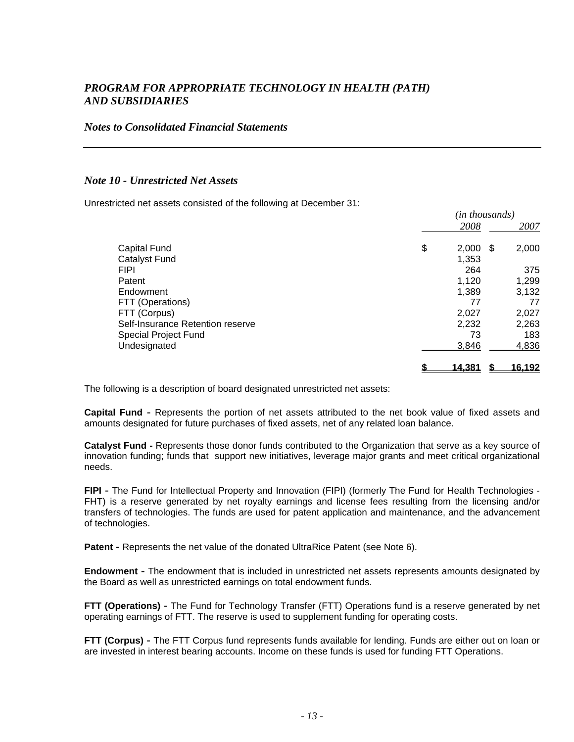*PROGRAM FOR APPROPRIATE TECHNOLOGY IN HEALTH (PATH) AND SUBSIDIARIES*

*Notes to Consolidated Financial Statements*

## *Note 10 - Unrestricted Net Assets*

Unrestricted net assets consisted of the following at December 31:

| | *(in thousands)* | |
|---|---|---|
| | *2008* | *2007* |
| Capital Fund | $ 2,000 | $ 2,000 |
| Catalyst Fund | 1,353 | |
| FIPI | 264 | 375 |
| Patent | 1,120 | 1,299 |
| Endowment | 1,389 | 3,132 |
| FTT (Operations) | 77 | 77 |
| FTT (Corpus) | 2,027 | 2,027 |
| Self-Insurance Retention reserve | 2,232 | 2,263 |
| Special Project Fund | 73 | 183 |
| Undesignated | 3,846 | 4,836 |
| | **$ 14,381** | **$ 16,192** |

The following is a description of board designated unrestricted net assets:

**Capital Fund -** Represents the portion of net assets attributed to the net book value of fixed assets and amounts designated for future purchases of fixed assets, net of any related loan balance.

**Catalyst Fund -** Represents those donor funds contributed to the Organization that serve as a key source of innovation funding; funds that support new initiatives, leverage major grants and meet critical organizational needs.

**FIPI -** The Fund for Intellectual Property and Innovation (FIPI) (formerly The Fund for Health Technologies - FHT) is a reserve generated by net royalty earnings and license fees resulting from the licensing and/or transfers of technologies. The funds are used for patent application and maintenance, and the advancement of technologies.

**Patent -** Represents the net value of the donated UltraRice Patent (see Note 6).

**Endowment -** The endowment that is included in unrestricted net assets represents amounts designated by the Board as well as unrestricted earnings on total endowment funds.

**FTT (Operations) -** The Fund for Technology Transfer (FTT) Operations fund is a reserve generated by net operating earnings of FTT. The reserve is used to supplement funding for operating costs.

**FTT (Corpus) -** The FTT Corpus fund represents funds available for lending. Funds are either out on loan or are invested in interest bearing accounts. Income on these funds is used for funding FTT Operations.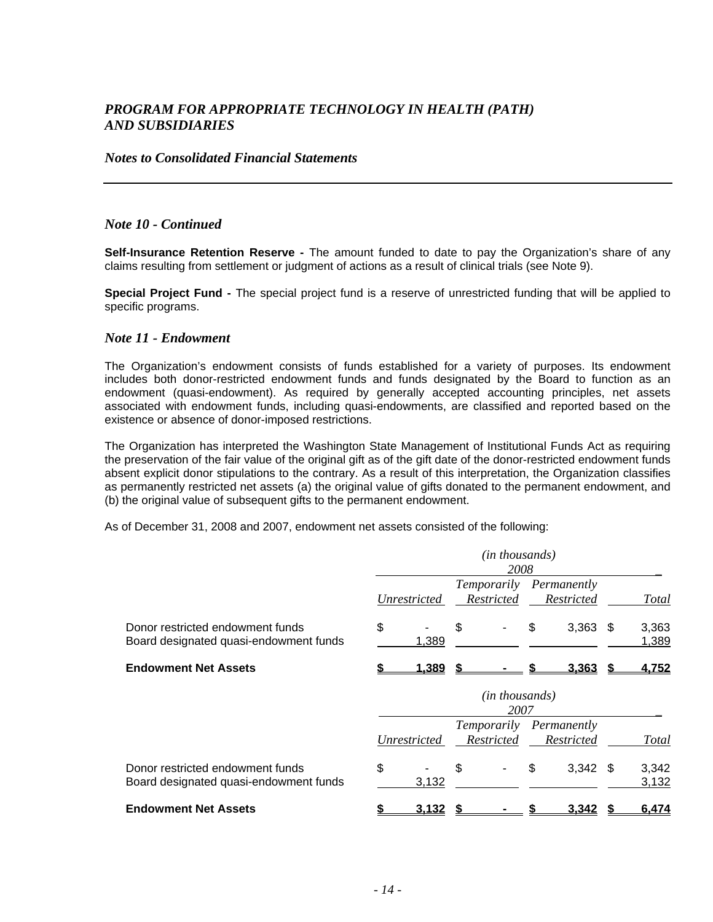*PROGRAM FOR APPROPRIATE TECHNOLOGY IN HEALTH (PATH) AND SUBSIDIARIES*

*Notes to Consolidated Financial Statements*

---

### *Note 10 - Continued*

**Self-Insurance Retention Reserve -** The amount funded to date to pay the Organization's share of any claims resulting from settlement or judgment of actions as a result of clinical trials (see Note 9).

**Special Project Fund -** The special project fund is a reserve of unrestricted funding that will be applied to specific programs.

### *Note 11 - Endowment*

The Organization's endowment consists of funds established for a variety of purposes. Its endowment includes both donor-restricted endowment funds and funds designated by the Board to function as an endowment (quasi-endowment). As required by generally accepted accounting principles, net assets associated with endowment funds, including quasi-endowments, are classified and reported based on the existence or absence of donor-imposed restrictions.

The Organization has interpreted the Washington State Management of Institutional Funds Act as requiring the preservation of the fair value of the original gift as of the gift date of the donor-restricted endowment funds absent explicit donor stipulations to the contrary. As a result of this interpretation, the Organization classifies as permanently restricted net assets (a) the original value of gifts donated to the permanent endowment, and (b) the original value of subsequent gifts to the permanent endowment.

As of December 31, 2008 and 2007, endowment net assets consisted of the following:

| | *(in thousands)* 2008 | | | |
|---|---|---|---|---|
| | *Unrestricted* | *Temporarily Restricted* | *Permanently Restricted* | *Total* |
| Donor restricted endowment funds | $ - | $ - | $ 3,363 | $ 3,363 |
| Board designated quasi-endowment funds | 1,389 | | | 1,389 |
| **Endowment Net Assets** | **$ 1,389** | **$ -** | **$ 3,363** | **$ 4,752** |

| | *(in thousands)* 2007 | | | |
|---|---|---|---|---|
| | *Unrestricted* | *Temporarily Restricted* | *Permanently Restricted* | *Total* |
| Donor restricted endowment funds | $ - | $ - | $ 3,342 | $ 3,342 |
| Board designated quasi-endowment funds | 3,132 | | | 3,132 |
| **Endowment Net Assets** | **$ 3,132** | **$ -** | **$ 3,342** | **$ 6,474** |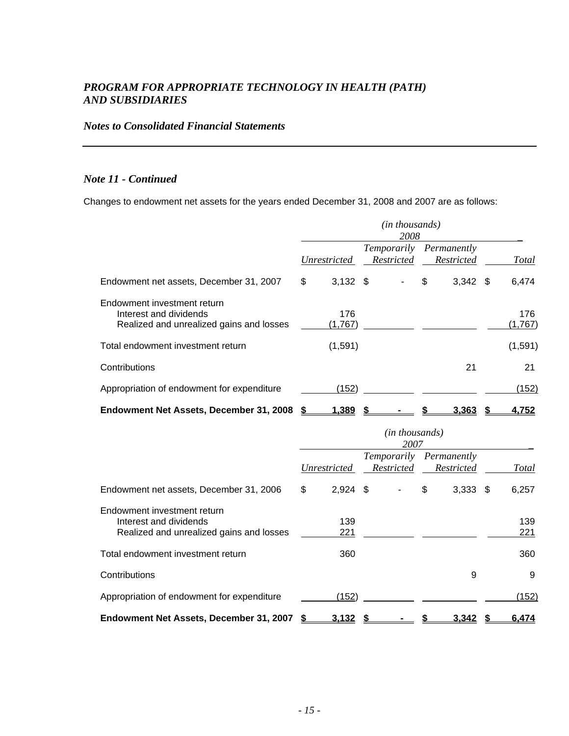*Notes to Consolidated Financial Statements*

## *Note 11 - Continued*

Changes to endowment net assets for the years ended December 31, 2008 and 2007 are as follows:

| | *(in thousands)* 2008 | | | |
|---|---|---|---|---|
| | *Unrestricted* | *Temporarily Restricted* | *Permanently Restricted* | *Total* |
| Endowment net assets, December 31, 2007 | $ 3,132 | $ - | $ 3,342 | $ 6,474 |
| Endowment investment return | | | | |
| Interest and dividends | 176 | | | 176 |
| Realized and unrealized gains and losses | (1,767) | | | (1,767) |
| Total endowment investment return | (1,591) | | | (1,591) |
| Contributions | | | 21 | 21 |
| Appropriation of endowment for expenditure | (152) | | | (152) |
| **Endowment Net Assets, December 31, 2008** | **$ 1,389** | **$ -** | **$ 3,363** | **$ 4,752** |

| | *(in thousands)* 2007 | | | |
|---|---|---|---|---|
| | *Unrestricted* | *Temporarily Restricted* | *Permanently Restricted* | *Total* |
| Endowment net assets, December 31, 2006 | $ 2,924 | $ - | $ 3,333 | $ 6,257 |
| Endowment investment return | | | | |
| Interest and dividends | 139 | | | 139 |
| Realized and unrealized gains and losses | 221 | | | 221 |
| Total endowment investment return | 360 | | | 360 |
| Contributions | | | 9 | 9 |
| Appropriation of endowment for expenditure | (152) | | | (152) |
| **Endowment Net Assets, December 31, 2007** | **$ 3,132** | **$ -** | **$ 3,342** | **$ 6,474** |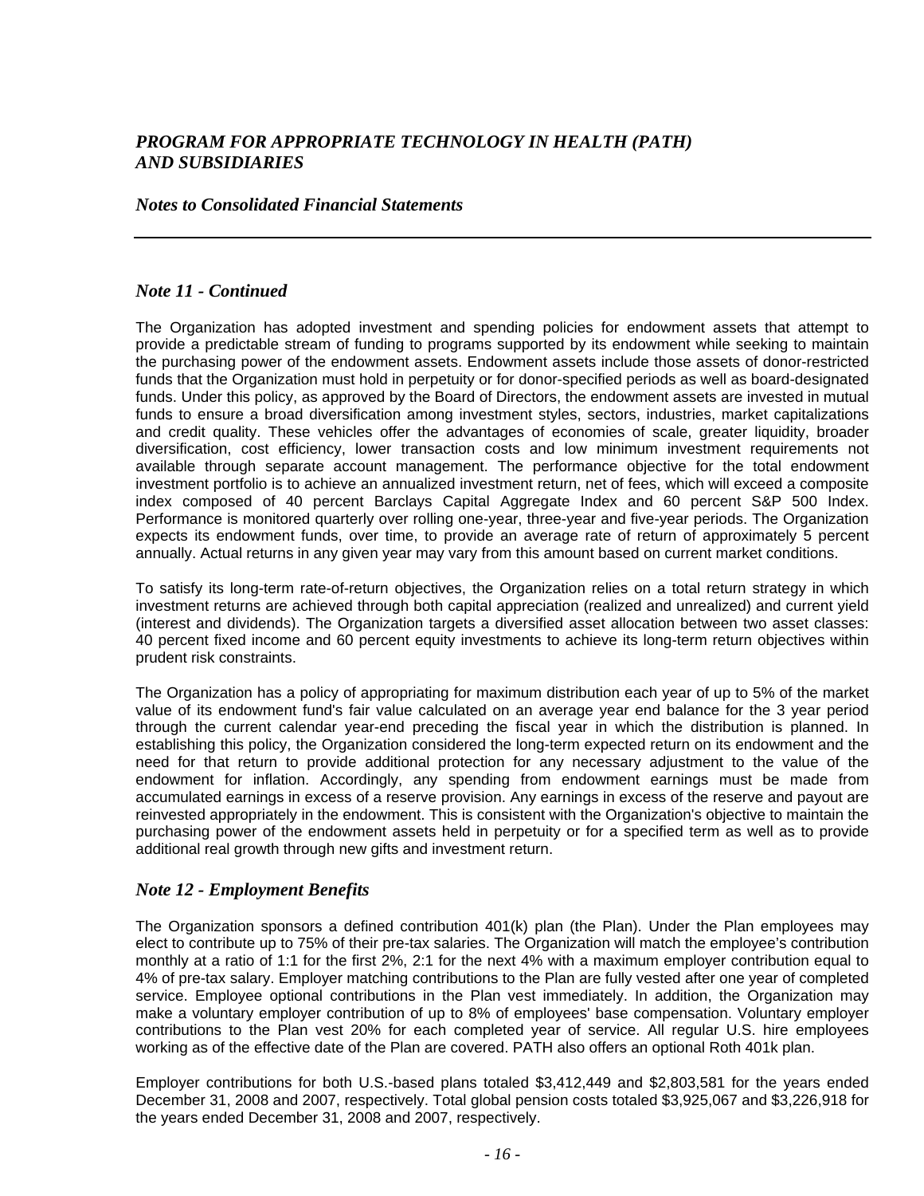## Note 11 - Continued

The Organization has adopted investment and spending policies for endowment assets that attempt to provide a predictable stream of funding to programs supported by its endowment while seeking to maintain the purchasing power of the endowment assets. Endowment assets include those assets of donor-restricted funds that the Organization must hold in perpetuity or for donor-specified periods as well as board-designated funds. Under this policy, as approved by the Board of Directors, the endowment assets are invested in mutual funds to ensure a broad diversification among investment styles, sectors, industries, market capitalizations and credit quality. These vehicles offer the advantages of economies of scale, greater liquidity, broader diversification, cost efficiency, lower transaction costs and low minimum investment requirements not available through separate account management. The performance objective for the total endowment investment portfolio is to achieve an annualized investment return, net of fees, which will exceed a composite index composed of 40 percent Barclays Capital Aggregate Index and 60 percent S&P 500 Index. Performance is monitored quarterly over rolling one-year, three-year and five-year periods. The Organization expects its endowment funds, over time, to provide an average rate of return of approximately 5 percent annually. Actual returns in any given year may vary from this amount based on current market conditions.

To satisfy its long-term rate-of-return objectives, the Organization relies on a total return strategy in which investment returns are achieved through both capital appreciation (realized and unrealized) and current yield (interest and dividends). The Organization targets a diversified asset allocation between two asset classes: 40 percent fixed income and 60 percent equity investments to achieve its long-term return objectives within prudent risk constraints.

The Organization has a policy of appropriating for maximum distribution each year of up to 5% of the market value of its endowment fund's fair value calculated on an average year end balance for the 3 year period through the current calendar year-end preceding the fiscal year in which the distribution is planned. In establishing this policy, the Organization considered the long-term expected return on its endowment and the need for that return to provide additional protection for any necessary adjustment to the value of the endowment for inflation. Accordingly, any spending from endowment earnings must be made from accumulated earnings in excess of a reserve provision. Any earnings in excess of the reserve and payout are reinvested appropriately in the endowment. This is consistent with the Organization's objective to maintain the purchasing power of the endowment assets held in perpetuity or for a specified term as well as to provide additional real growth through new gifts and investment return.

## Note 12 - Employment Benefits

The Organization sponsors a defined contribution 401(k) plan (the Plan). Under the Plan employees may elect to contribute up to 75% of their pre-tax salaries. The Organization will match the employee's contribution monthly at a ratio of 1:1 for the first 2%, 2:1 for the next 4% with a maximum employer contribution equal to 4% of pre-tax salary. Employer matching contributions to the Plan are fully vested after one year of completed service. Employee optional contributions in the Plan vest immediately. In addition, the Organization may make a voluntary employer contribution of up to 8% of employees' base compensation. Voluntary employer contributions to the Plan vest 20% for each completed year of service. All regular U.S. hire employees working as of the effective date of the Plan are covered. PATH also offers an optional Roth 401k plan.

Employer contributions for both U.S.-based plans totaled $3,412,449 and $2,803,581 for the years ended December 31, 2008 and 2007, respectively. Total global pension costs totaled $3,925,067 and $3,226,918 for the years ended December 31, 2008 and 2007, respectively.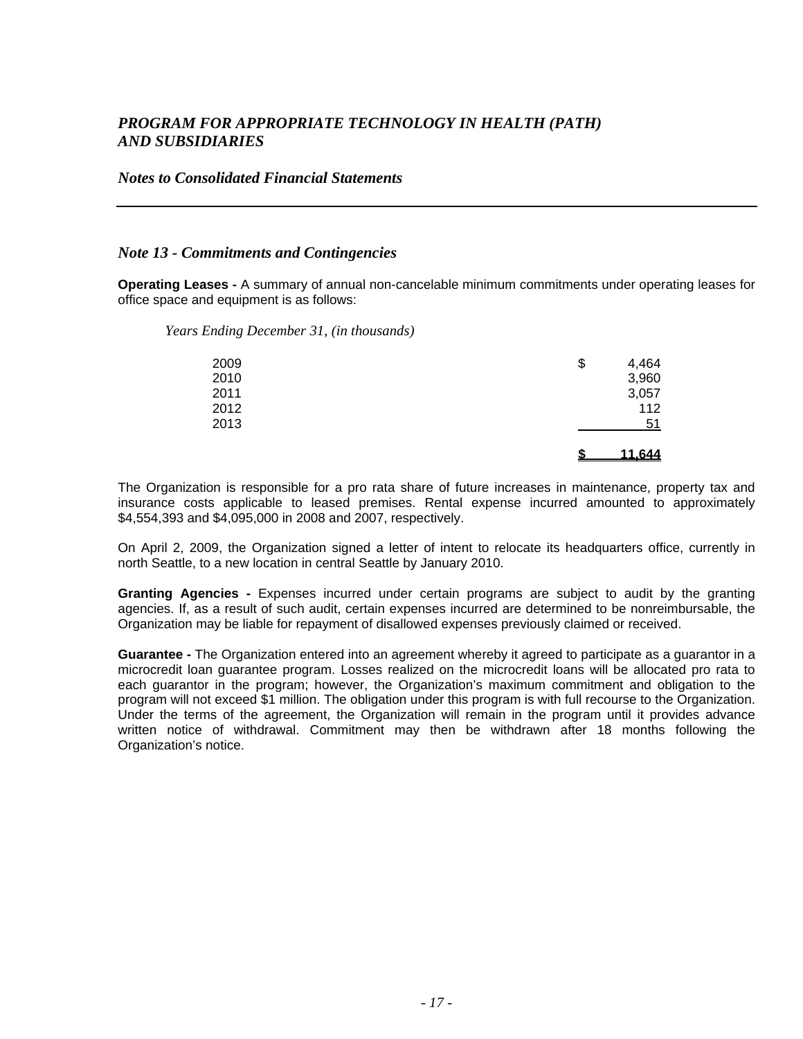*PROGRAM FOR APPROPRIATE TECHNOLOGY IN HEALTH (PATH) AND SUBSIDIARIES*

*Notes to Consolidated Financial Statements*

## *Note 13 - Commitments and Contingencies*

**Operating Leases -** A summary of annual non-cancelable minimum commitments under operating leases for office space and equipment is as follows:

*Years Ending December 31, (in thousands)*

| | |
|---|---|
| 2009 | $ 4,464 |
| 2010 | 3,960 |
| 2011 | 3,057 |
| 2012 | 112 |
| 2013 | 51 |
| | **$ 11,644** |

The Organization is responsible for a pro rata share of future increases in maintenance, property tax and insurance costs applicable to leased premises. Rental expense incurred amounted to approximately $4,554,393 and $4,095,000 in 2008 and 2007, respectively.

On April 2, 2009, the Organization signed a letter of intent to relocate its headquarters office, currently in north Seattle, to a new location in central Seattle by January 2010.

**Granting Agencies -** Expenses incurred under certain programs are subject to audit by the granting agencies. If, as a result of such audit, certain expenses incurred are determined to be nonreimbursable, the Organization may be liable for repayment of disallowed expenses previously claimed or received.

**Guarantee -** The Organization entered into an agreement whereby it agreed to participate as a guarantor in a microcredit loan guarantee program. Losses realized on the microcredit loans will be allocated pro rata to each guarantor in the program; however, the Organization's maximum commitment and obligation to the program will not exceed $1 million. The obligation under this program is with full recourse to the Organization. Under the terms of the agreement, the Organization will remain in the program until it provides advance written notice of withdrawal. Commitment may then be withdrawn after 18 months following the Organization's notice.